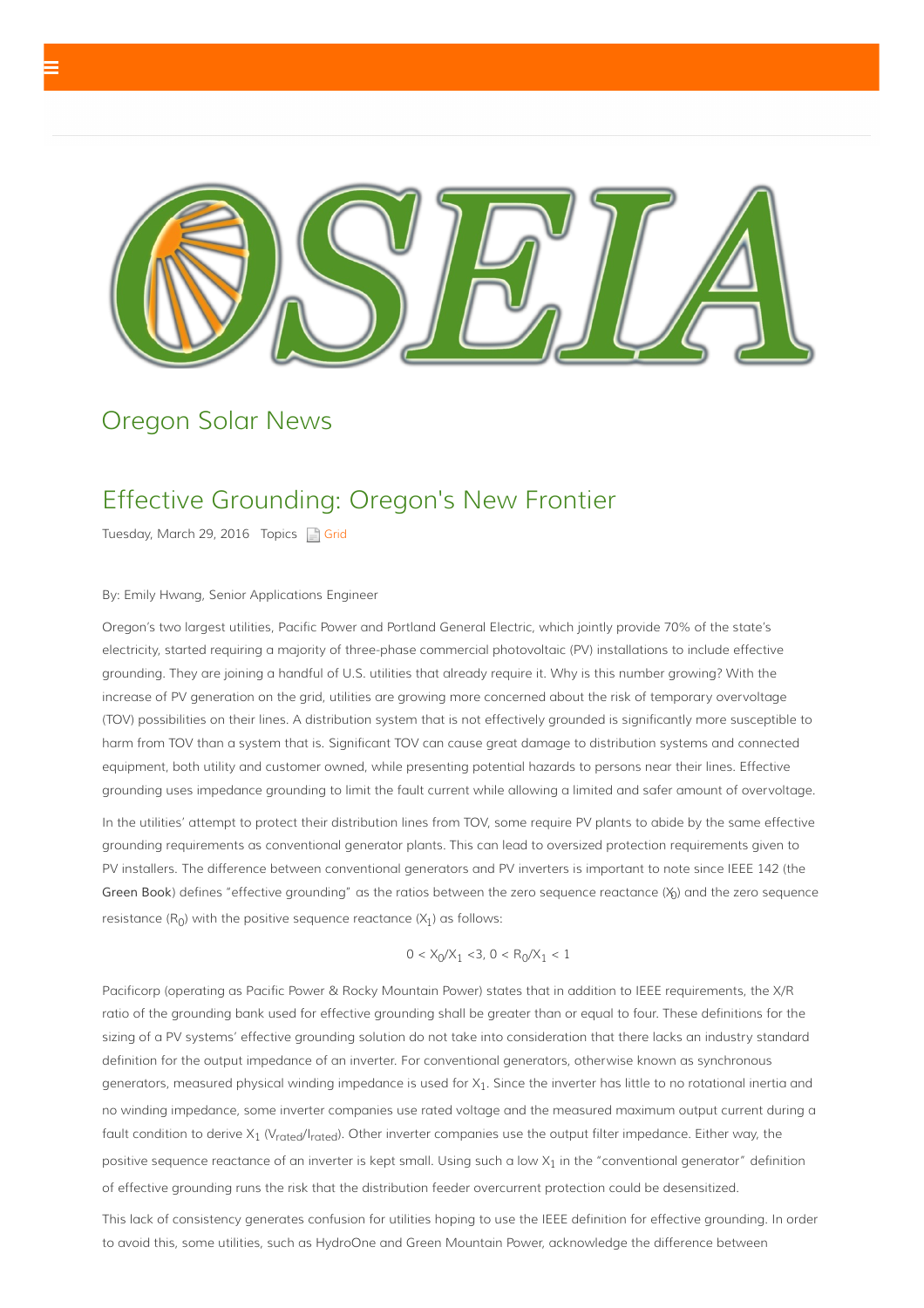# Oregon Solar News

## Effective Grounding: Oregon's New Frontier

Tuesday, March 29, 2016 Topics Grid

By: Emily Hwang, Senior Applications Engineer

Oregon's two largest utilities, Pacific Power and Portland General Electric, which jointly provide 70% of the state's electricity, started requiring a majority of three-phase commercial photovoltaic (PV) installations to include effective grounding. They are joining a handful of U.S. utilities that already require it. Why is this number growing? With the increase of PV generation on the grid, utilities are growing more concerned about the risk of temporary overvoltage (TOV) possibilities on their lines. A distribution system that is not effectively grounded is significantly more susceptible to harm from TOV than a system that is. Significant TOV can cause great damage to distribution systems and connected equipment, both utility and customer owned, while presenting potential hazards to persons near their lines. Effective grounding uses impedance grounding to limit the fault current while allowing a limited and safer amount of overvoltage.

In the utilities' attempt to protect their distribution lines from TOV, some require PV plants to abide by the same effective grounding requirements as conventional generator plants. This can lead to oversized protection requirements given to PV installers. The difference between conventional generators and PV inverters is important to note since IEEE 142 (the Green Book) defines "effective grounding" as the ratios between the zero sequence reactance ($X_0$) and the zero sequence resistance ($R_0$) with the positive sequence reactance ($X_1$) as follows:

$$0 < X_0/X_1 < 3, \; 0 < R_0/X_1 < 1$$

Pacificorp (operating as Pacific Power & Rocky Mountain Power) states that in addition to IEEE requirements, the X/R ratio of the grounding bank used for effective grounding shall be greater than or equal to four. These definitions for the sizing of a PV systems' effective grounding solution do not take into consideration that there lacks an industry standard definition for the output impedance of an inverter. For conventional generators, otherwise known as synchronous generators, measured physical winding impedance is used for $X_1$. Since the inverter has little to no rotational inertia and no winding impedance, some inverter companies use rated voltage and the measured maximum output current during a fault condition to derive $X_1$ ($V_{rated}/I_{rated}$). Other inverter companies use the output filter impedance. Either way, the positive sequence reactance of an inverter is kept small. Using such a low $X_1$ in the "conventional generator" definition of effective grounding runs the risk that the distribution feeder overcurrent protection could be desensitized.

This lack of consistency generates confusion for utilities hoping to use the IEEE definition for effective grounding. In order to avoid this, some utilities, such as HydroOne and Green Mountain Power, acknowledge the difference between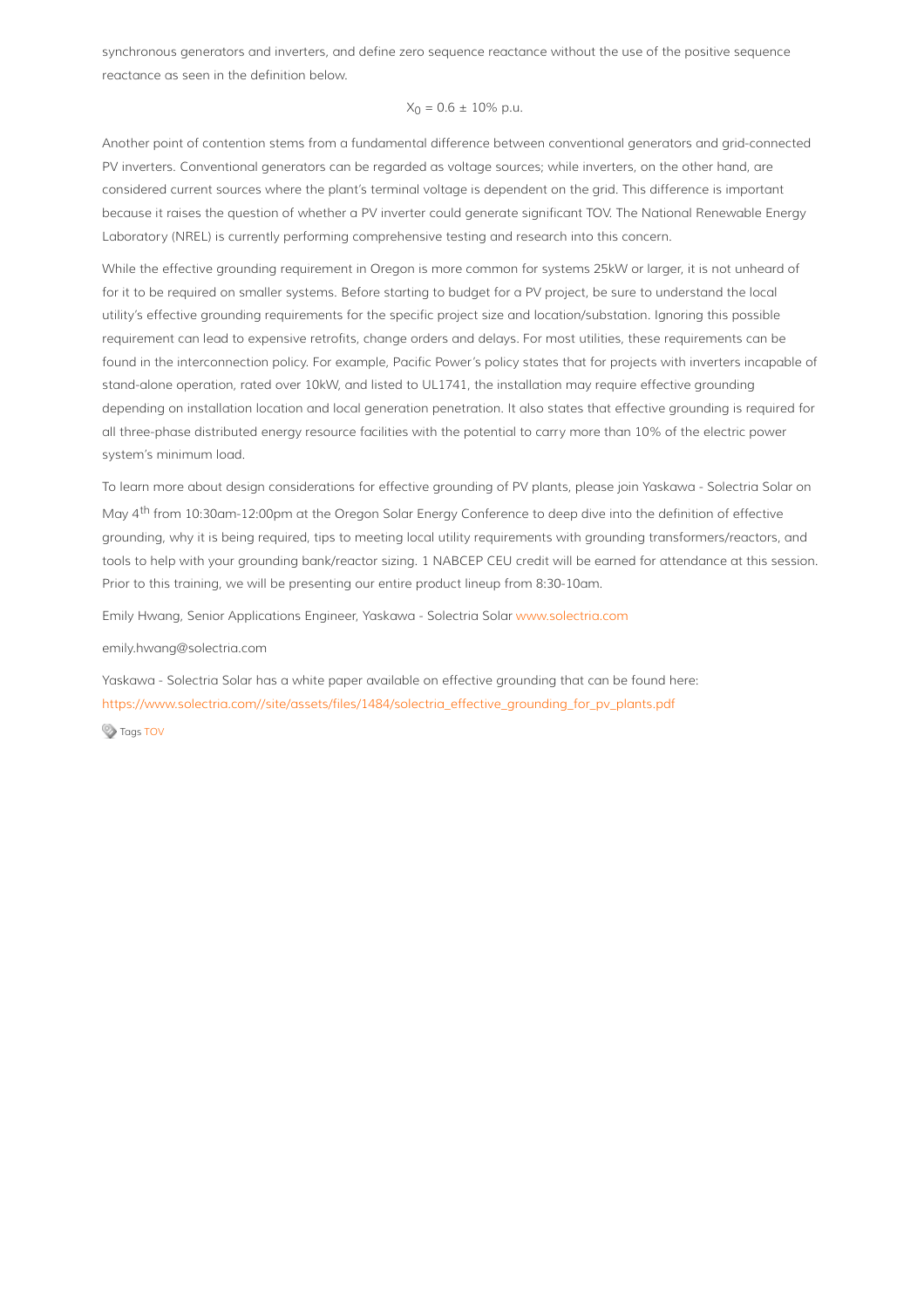synchronous generators and inverters, and define zero sequence reactance without the use of the positive sequence reactance as seen in the definition below.

$$X_0 = 0.6 \pm 10\% \text{ p.u.}$$

Another point of contention stems from a fundamental difference between conventional generators and grid-connected PV inverters. Conventional generators can be regarded as voltage sources; while inverters, on the other hand, are considered current sources where the plant's terminal voltage is dependent on the grid. This difference is important because it raises the question of whether a PV inverter could generate significant TOV. The National Renewable Energy Laboratory (NREL) is currently performing comprehensive testing and research into this concern.

While the effective grounding requirement in Oregon is more common for systems 25kW or larger, it is not unheard of for it to be required on smaller systems. Before starting to budget for a PV project, be sure to understand the local utility's effective grounding requirements for the specific project size and location/substation. Ignoring this possible requirement can lead to expensive retrofits, change orders and delays. For most utilities, these requirements can be found in the interconnection policy. For example, Pacific Power's policy states that for projects with inverters incapable of stand-alone operation, rated over 10kW, and listed to UL1741, the installation may require effective grounding depending on installation location and local generation penetration. It also states that effective grounding is required for all three-phase distributed energy resource facilities with the potential to carry more than 10% of the electric power system's minimum load.

To learn more about design considerations for effective grounding of PV plants, please join Yaskawa - Solectria Solar on May 4th from 10:30am-12:00pm at the Oregon Solar Energy Conference to deep dive into the definition of effective grounding, why it is being required, tips to meeting local utility requirements with grounding transformers/reactors, and tools to help with your grounding bank/reactor sizing. 1 NABCEP CEU credit will be earned for attendance at this session. Prior to this training, we will be presenting our entire product lineup from 8:30-10am.

Emily Hwang, Senior Applications Engineer, Yaskawa - Solectria Solar www.solectria.com

emily.hwang@solectria.com

Yaskawa - Solectria Solar has a white paper available on effective grounding that can be found here: https://www.solectria.com//site/assets/files/1484/solectria_effective_grounding_for_pv_plants.pdf

Tags TOV